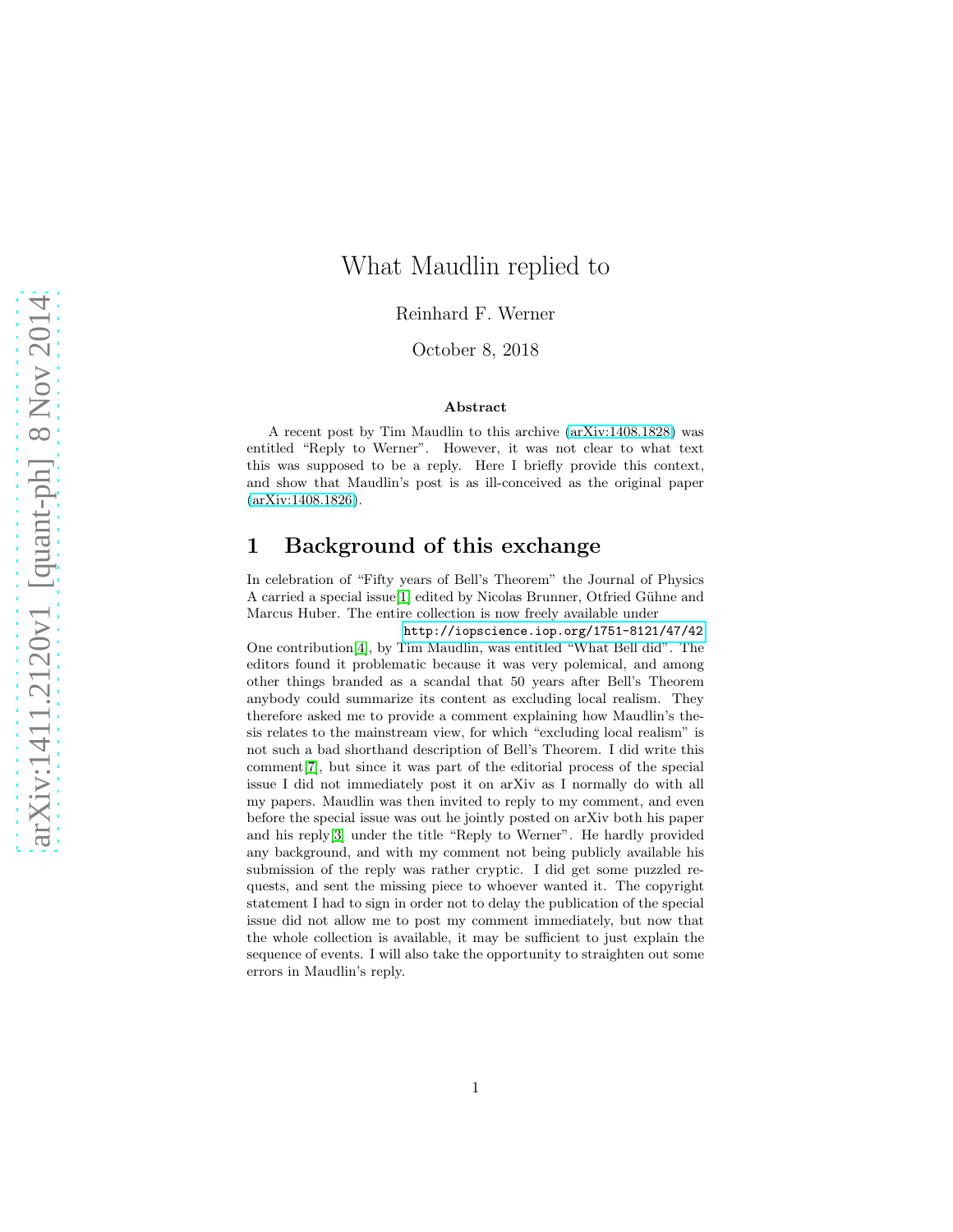# What Maudlin replied to

Reinhard F. Werner

October 8, 2018

### Abstract

A recent post by Tim Maudlin to this archive (arXiv:1408.1828) was entitled "Reply to Werner". However, it was not clear to what text this was supposed to be a reply. Here I briefly provide this context, and show that Maudlin's post is as ill-conceived as the original paper (arXiv:1408.1826).

## 1 Background of this exchange

In celebration of "Fifty years of Bell's Theorem" the Journal of Physics A carried a special issue[1] edited by Nicolas Brunner, Otfried Gühne and Marcus Huber. The entire collection is now freely available under

http://iopscience.iop.org/1751-8121/47/42

One contribution[4], by Tim Maudlin, was entitled "What Bell did". The editors found it problematic because it was very polemical, and among other things branded as a scandal that 50 years after Bell's Theorem anybody could summarize its content as excluding local realism. They therefore asked me to provide a comment explaining how Maudlin's thesis relates to the mainstream view, for which "excluding local realism" is not such a bad shorthand description of Bell's Theorem. I did write this comment[7], but since it was part of the editorial process of the special issue I did not immediately post it on arXiv as I normally do with all my papers. Maudlin was then invited to reply to my comment, and even before the special issue was out he jointly posted on arXiv both his paper and his reply[3] under the title "Reply to Werner". He hardly provided any background, and with my comment not being publicly available his submission of the reply was rather cryptic. I did get some puzzled requests, and sent the missing piece to whoever wanted it. The copyright statement I had to sign in order not to delay the publication of the special issue did not allow me to post my comment immediately, but now that the whole collection is available, it may be sufficient to just explain the sequence of events. I will also take the opportunity to straighten out some errors in Maudlin's reply.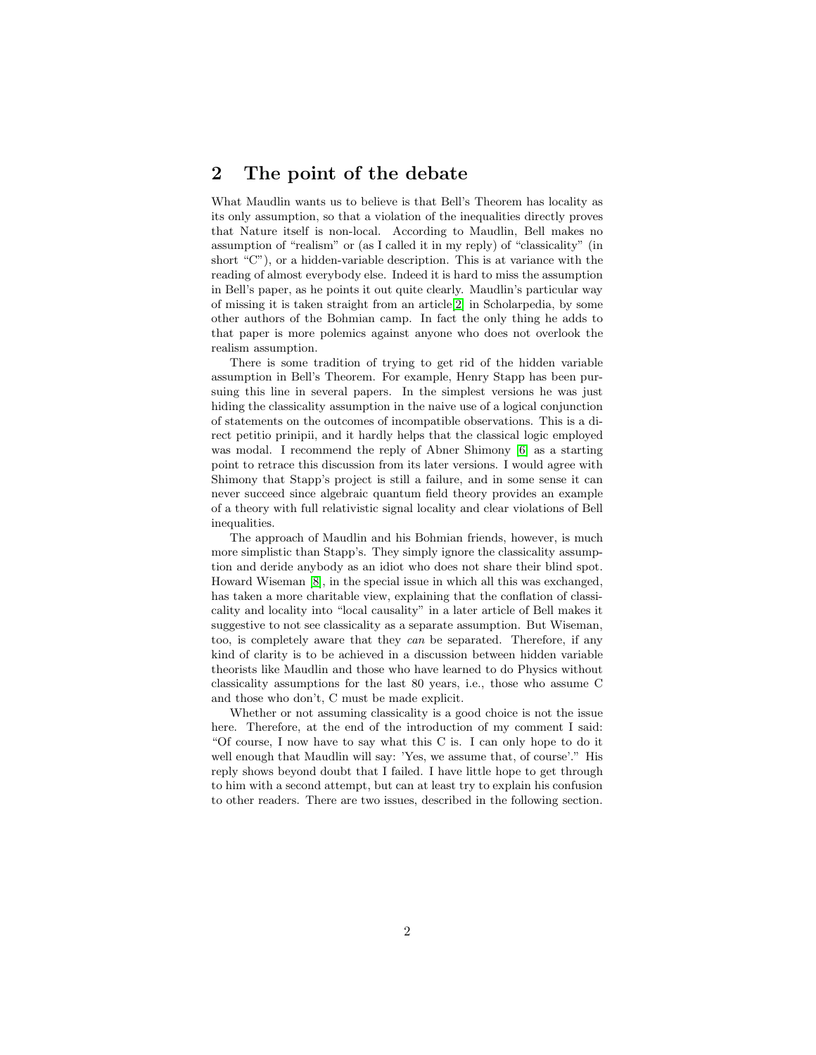## 2 The point of the debate

What Maudlin wants us to believe is that Bell's Theorem has locality as its only assumption, so that a violation of the inequalities directly proves that Nature itself is non-local. According to Maudlin, Bell makes no assumption of "realism" or (as I called it in my reply) of "classicality" (in short "C"), or a hidden-variable description. This is at variance with the reading of almost everybody else. Indeed it is hard to miss the assumption in Bell's paper, as he points it out quite clearly. Maudlin's particular way of missing it is taken straight from an article[2] in Scholarpedia, by some other authors of the Bohmian camp. In fact the only thing he adds to that paper is more polemics against anyone who does not overlook the realism assumption.

There is some tradition of trying to get rid of the hidden variable assumption in Bell's Theorem. For example, Henry Stapp has been pursuing this line in several papers. In the simplest versions he was just hiding the classicality assumption in the naive use of a logical conjunction of statements on the outcomes of incompatible observations. This is a direct petitio prinipii, and it hardly helps that the classical logic employed was modal. I recommend the reply of Abner Shimony [6] as a starting point to retrace this discussion from its later versions. I would agree with Shimony that Stapp's project is still a failure, and in some sense it can never succeed since algebraic quantum field theory provides an example of a theory with full relativistic signal locality and clear violations of Bell inequalities.

The approach of Maudlin and his Bohmian friends, however, is much more simplistic than Stapp's. They simply ignore the classicality assumption and deride anybody as an idiot who does not share their blind spot. Howard Wiseman [8], in the special issue in which all this was exchanged, has taken a more charitable view, explaining that the conflation of classicality and locality into "local causality" in a later article of Bell makes it suggestive to not see classicality as a separate assumption. But Wiseman, too, is completely aware that they *can* be separated. Therefore, if any kind of clarity is to be achieved in a discussion between hidden variable theorists like Maudlin and those who have learned to do Physics without classicality assumptions for the last 80 years, i.e., those who assume C and those who don't, C must be made explicit.

Whether or not assuming classicality is a good choice is not the issue here. Therefore, at the end of the introduction of my comment I said: "Of course, I now have to say what this C is. I can only hope to do it well enough that Maudlin will say: 'Yes, we assume that, of course'." His reply shows beyond doubt that I failed. I have little hope to get through to him with a second attempt, but can at least try to explain his confusion to other readers. There are two issues, described in the following section.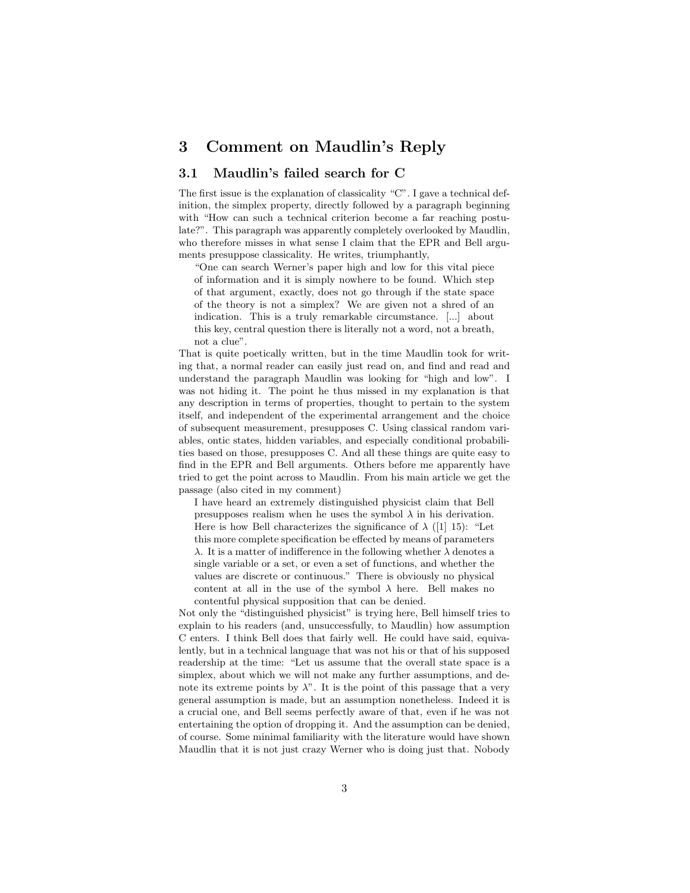# 3 Comment on Maudlin's Reply

## 3.1 Maudlin's failed search for C

The first issue is the explanation of classicality "C". I gave a technical definition, the simplex property, directly followed by a paragraph beginning with "How can such a technical criterion become a far reaching postulate?". This paragraph was apparently completely overlooked by Maudlin, who therefore misses in what sense I claim that the EPR and Bell arguments presuppose classicality. He writes, triumphantly,

> "One can search Werner's paper high and low for this vital piece of information and it is simply nowhere to be found. Which step of that argument, exactly, does not go through if the state space of the theory is not a simplex? We are given not a shred of an indication. This is a truly remarkable circumstance. [...] about this key, central question there is literally not a word, not a breath, not a clue".

That is quite poetically written, but in the time Maudlin took for writing that, a normal reader can easily just read on, and find and read and understand the paragraph Maudlin was looking for "high and low". I was not hiding it. The point he thus missed in my explanation is that any description in terms of properties, thought to pertain to the system itself, and independent of the experimental arrangement and the choice of subsequent measurement, presupposes C. Using classical random variables, ontic states, hidden variables, and especially conditional probabilities based on those, presupposes C. And all these things are quite easy to find in the EPR and Bell arguments. Others before me apparently have tried to get the point across to Maudlin. From his main article we get the passage (also cited in my comment)

> I have heard an extremely distinguished physicist claim that Bell presupposes realism when he uses the symbol $\lambda$ in his derivation. Here is how Bell characterizes the significance of $\lambda$ ([1] 15): "Let this more complete specification be effected by means of parameters $\lambda$. It is a matter of indifference in the following whether $\lambda$ denotes a single variable or a set, or even a set of functions, and whether the values are discrete or continuous." There is obviously no physical content at all in the use of the symbol $\lambda$ here. Bell makes no contentful physical supposition that can be denied.

Not only the "distinguished physicist" is trying here, Bell himself tries to explain to his readers (and, unsuccessfully, to Maudlin) how assumption C enters. I think Bell does that fairly well. He could have said, equivalently, but in a technical language that was not his or that of his supposed readership at the time: "Let us assume that the overall state space is a simplex, about which we will not make any further assumptions, and denote its extreme points by $\lambda$". It is the point of this passage that a very general assumption is made, but an assumption nonetheless. Indeed it is a crucial one, and Bell seems perfectly aware of that, even if he was not entertaining the option of dropping it. And the assumption can be denied, of course. Some minimal familiarity with the literature would have shown Maudlin that it is not just crazy Werner who is doing just that. Nobody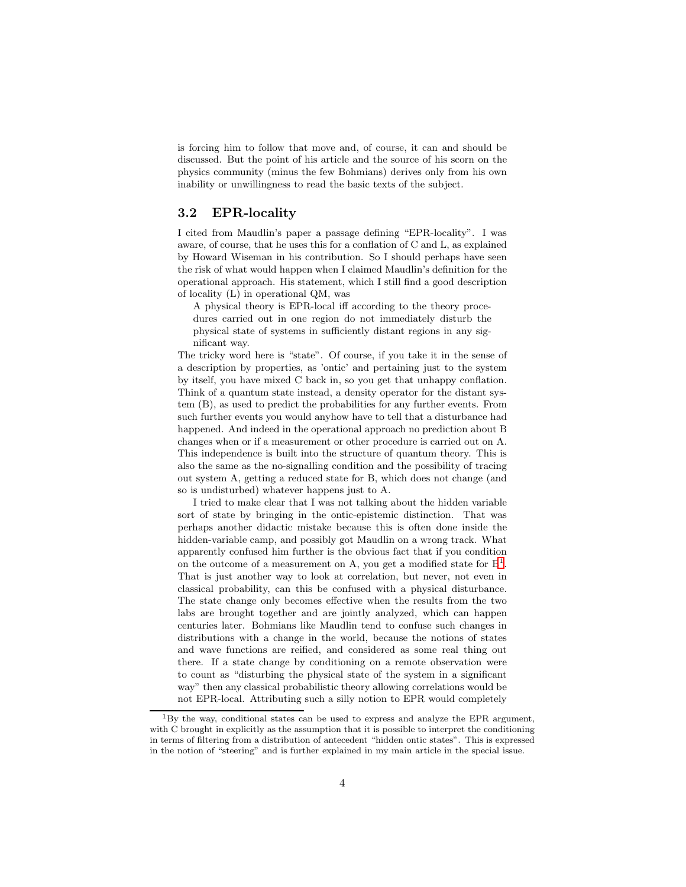is forcing him to follow that move and, of course, it can and should be discussed. But the point of his article and the source of his scorn on the physics community (minus the few Bohmians) derives only from his own inability or unwillingness to read the basic texts of the subject.

### 3.2 EPR-locality

I cited from Maudlin's paper a passage defining "EPR-locality". I was aware, of course, that he uses this for a conflation of C and L, as explained by Howard Wiseman in his contribution. So I should perhaps have seen the risk of what would happen when I claimed Maudlin's definition for the operational approach. His statement, which I still find a good description of locality (L) in operational QM, was

> A physical theory is EPR-local iff according to the theory procedures carried out in one region do not immediately disturb the physical state of systems in sufficiently distant regions in any significant way.

The tricky word here is "state". Of course, if you take it in the sense of a description by properties, as 'ontic' and pertaining just to the system by itself, you have mixed C back in, so you get that unhappy conflation. Think of a quantum state instead, a density operator for the distant system (B), as used to predict the probabilities for any further events. From such further events you would anyhow have to tell that a disturbance had happened. And indeed in the operational approach no prediction about B changes when or if a measurement or other procedure is carried out on A. This independence is built into the structure of quantum theory. This is also the same as the no-signalling condition and the possibility of tracing out system A, getting a reduced state for B, which does not change (and so is undisturbed) whatever happens just to A.

I tried to make clear that I was not talking about the hidden variable sort of state by bringing in the ontic-epistemic distinction. That was perhaps another didactic mistake because this is often done inside the hidden-variable camp, and possibly got Maudlin on a wrong track. What apparently confused him further is the obvious fact that if you condition on the outcome of a measurement on A, you get a modified state for B[1]. That is just another way to look at correlation, but never, not even in classical probability, can this be confused with a physical disturbance. The state change only becomes effective when the results from the two labs are brought together and are jointly analyzed, which can happen centuries later. Bohmians like Maudlin tend to confuse such changes in distributions with a change in the world, because the notions of states and wave functions are reified, and considered as some real thing out there. If a state change by conditioning on a remote observation were to count as "disturbing the physical state of the system in a significant way" then any classical probabilistic theory allowing correlations would be not EPR-local. Attributing such a silly notion to EPR would completely

[1] By the way, conditional states can be used to express and analyze the EPR argument, with C brought in explicitly as the assumption that it is possible to interpret the conditioning in terms of filtering from a distribution of antecedent "hidden ontic states". This is expressed in the notion of "steering" and is further explained in my main article in the special issue.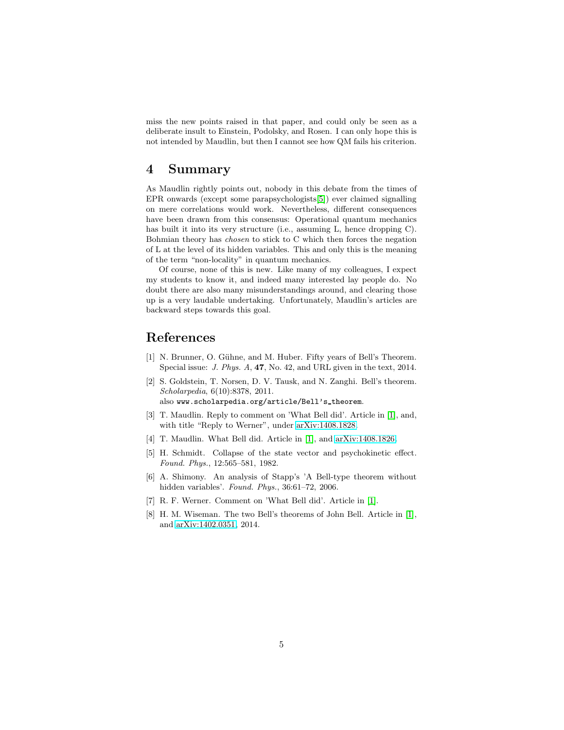miss the new points raised in that paper, and could only be seen as a deliberate insult to Einstein, Podolsky, and Rosen. I can only hope this is not intended by Maudlin, but then I cannot see how QM fails his criterion.

## 4 Summary

As Maudlin rightly points out, nobody in this debate from the times of EPR onwards (except some parapsychologists[5]) ever claimed signalling on mere correlations would work. Nevertheless, different consequences have been drawn from this consensus: Operational quantum mechanics has built it into its very structure (i.e., assuming L, hence dropping C). Bohmian theory has *chosen* to stick to C which then forces the negation of L at the level of its hidden variables. This and only this is the meaning of the term "non-locality" in quantum mechanics.

Of course, none of this is new. Like many of my colleagues, I expect my students to know it, and indeed many interested lay people do. No doubt there are also many misunderstandings around, and clearing those up is a very laudable undertaking. Unfortunately, Maudlin's articles are backward steps towards this goal.

## References

[1] N. Brunner, O. Gühne, and M. Huber. Fifty years of Bell's Theorem. Special issue: *J. Phys. A*, **47**, No. 42, and URL given in the text, 2014.

[2] S. Goldstein, T. Norsen, D. V. Tausk, and N. Zanghi. Bell's theorem. *Scholarpedia*, 6(10):8378, 2011. also `www.scholarpedia.org/article/Bell's_theorem`.

[3] T. Maudlin. Reply to comment on 'What Bell did'. Article in [1], and, with title "Reply to Werner", under arXiv:1408.1828.

[4] T. Maudlin. What Bell did. Article in [1], and arXiv:1408.1826.

[5] H. Schmidt. Collapse of the state vector and psychokinetic effect. *Found. Phys.*, 12:565–581, 1982.

[6] A. Shimony. An analysis of Stapp's 'A Bell-type theorem without hidden variables'. *Found. Phys.*, 36:61–72, 2006.

[7] R. F. Werner. Comment on 'What Bell did'. Article in [1].

[8] H. M. Wiseman. The two Bell's theorems of John Bell. Article in [1], and arXiv:1402.0351, 2014.